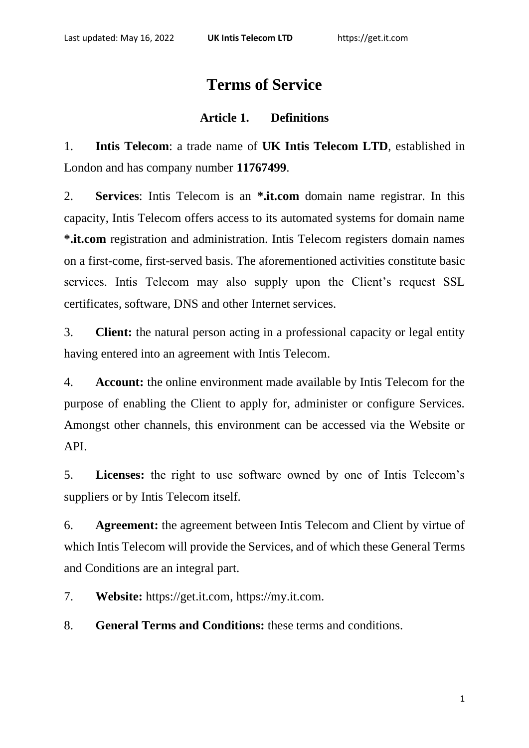# Terms of Service

## Article 1. Definitions

1. **Intis Telecom**: a trade name of **UK Intis Telecom LTD**, established in London and has company number **11767499**.

2. **Services**: Intis Telecom is an ***.it.com** domain name registrar. In this capacity, Intis Telecom offers access to its automated systems for domain name ***.it.com** registration and administration. Intis Telecom registers domain names on a first-come, first-served basis. The aforementioned activities constitute basic services. Intis Telecom may also supply upon the Client's request SSL certificates, software, DNS and other Internet services.

3. **Client:** the natural person acting in a professional capacity or legal entity having entered into an agreement with Intis Telecom.

4. **Account:** the online environment made available by Intis Telecom for the purpose of enabling the Client to apply for, administer or configure Services. Amongst other channels, this environment can be accessed via the Website or API.

5. **Licenses:** the right to use software owned by one of Intis Telecom's suppliers or by Intis Telecom itself.

6. **Agreement:** the agreement between Intis Telecom and Client by virtue of which Intis Telecom will provide the Services, and of which these General Terms and Conditions are an integral part.

7. **Website:** https://get.it.com, https://my.it.com.

8. **General Terms and Conditions:** these terms and conditions.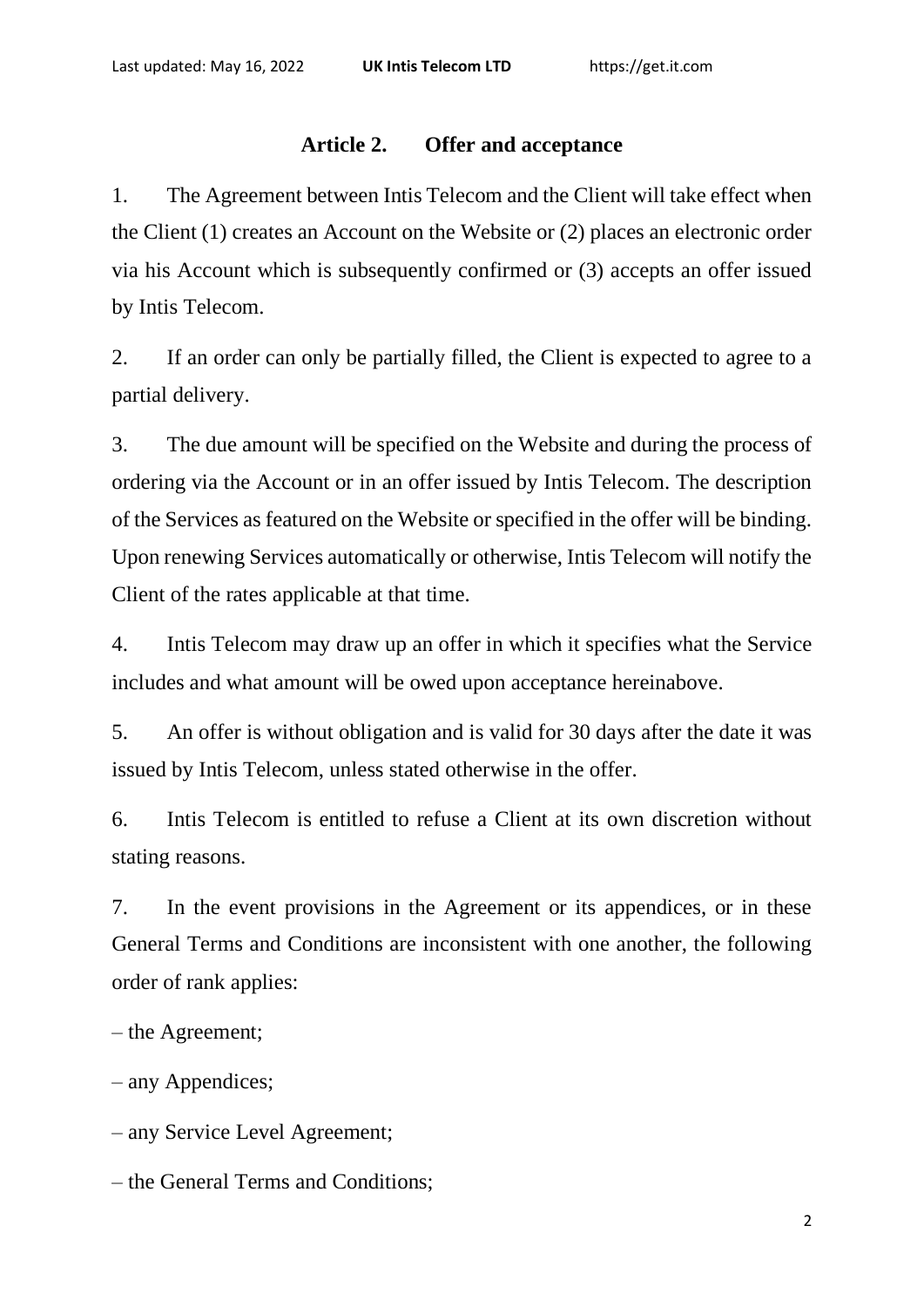## Article 2. Offer and acceptance

1. The Agreement between Intis Telecom and the Client will take effect when the Client (1) creates an Account on the Website or (2) places an electronic order via his Account which is subsequently confirmed or (3) accepts an offer issued by Intis Telecom.

2. If an order can only be partially filled, the Client is expected to agree to a partial delivery.

3. The due amount will be specified on the Website and during the process of ordering via the Account or in an offer issued by Intis Telecom. The description of the Services as featured on the Website or specified in the offer will be binding. Upon renewing Services automatically or otherwise, Intis Telecom will notify the Client of the rates applicable at that time.

4. Intis Telecom may draw up an offer in which it specifies what the Service includes and what amount will be owed upon acceptance hereinabove.

5. An offer is without obligation and is valid for 30 days after the date it was issued by Intis Telecom, unless stated otherwise in the offer.

6. Intis Telecom is entitled to refuse a Client at its own discretion without stating reasons.

7. In the event provisions in the Agreement or its appendices, or in these General Terms and Conditions are inconsistent with one another, the following order of rank applies:

– the Agreement;

– any Appendices;

– any Service Level Agreement;

– the General Terms and Conditions;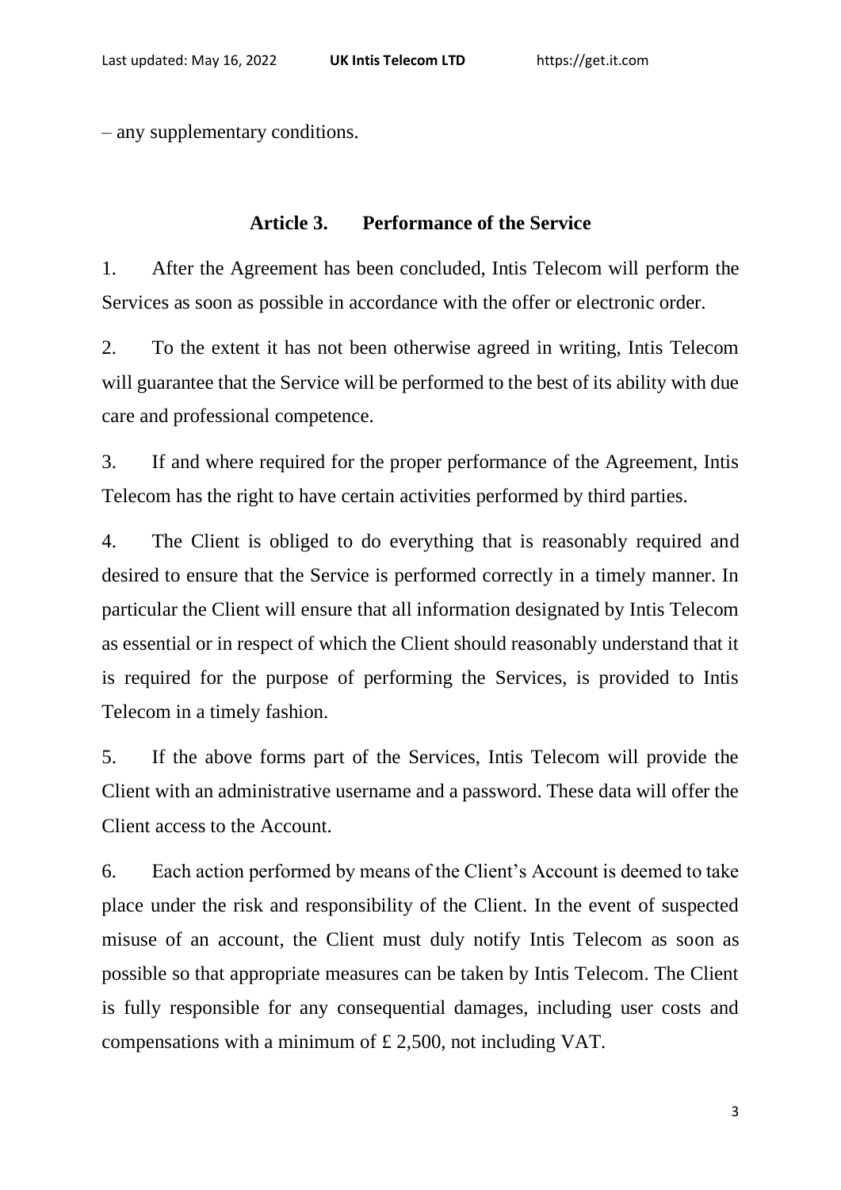– any supplementary conditions.

## Article 3. Performance of the Service

1. After the Agreement has been concluded, Intis Telecom will perform the Services as soon as possible in accordance with the offer or electronic order.

2. To the extent it has not been otherwise agreed in writing, Intis Telecom will guarantee that the Service will be performed to the best of its ability with due care and professional competence.

3. If and where required for the proper performance of the Agreement, Intis Telecom has the right to have certain activities performed by third parties.

4. The Client is obliged to do everything that is reasonably required and desired to ensure that the Service is performed correctly in a timely manner. In particular the Client will ensure that all information designated by Intis Telecom as essential or in respect of which the Client should reasonably understand that it is required for the purpose of performing the Services, is provided to Intis Telecom in a timely fashion.

5. If the above forms part of the Services, Intis Telecom will provide the Client with an administrative username and a password. These data will offer the Client access to the Account.

6. Each action performed by means of the Client's Account is deemed to take place under the risk and responsibility of the Client. In the event of suspected misuse of an account, the Client must duly notify Intis Telecom as soon as possible so that appropriate measures can be taken by Intis Telecom. The Client is fully responsible for any consequential damages, including user costs and compensations with a minimum of £ 2,500, not including VAT.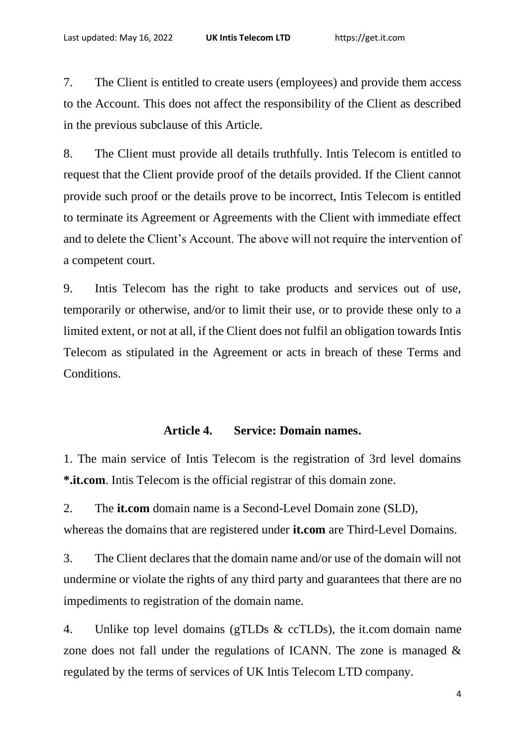7. The Client is entitled to create users (employees) and provide them access to the Account. This does not affect the responsibility of the Client as described in the previous subclause of this Article.

8. The Client must provide all details truthfully. Intis Telecom is entitled to request that the Client provide proof of the details provided. If the Client cannot provide such proof or the details prove to be incorrect, Intis Telecom is entitled to terminate its Agreement or Agreements with the Client with immediate effect and to delete the Client's Account. The above will not require the intervention of a competent court.

9. Intis Telecom has the right to take products and services out of use, temporarily or otherwise, and/or to limit their use, or to provide these only to a limited extent, or not at all, if the Client does not fulfil an obligation towards Intis Telecom as stipulated in the Agreement or acts in breach of these Terms and Conditions.

## Article 4. Service: Domain names.

1. The main service of Intis Telecom is the registration of 3rd level domains **\*.it.com**. Intis Telecom is the official registrar of this domain zone.

2. The **it.com** domain name is a Second-Level Domain zone (SLD), whereas the domains that are registered under **it.com** are Third-Level Domains.

3. The Client declares that the domain name and/or use of the domain will not undermine or violate the rights of any third party and guarantees that there are no impediments to registration of the domain name.

4. Unlike top level domains (gTLDs & ccTLDs), the it.com domain name zone does not fall under the regulations of ICANN. The zone is managed & regulated by the terms of services of UK Intis Telecom LTD company.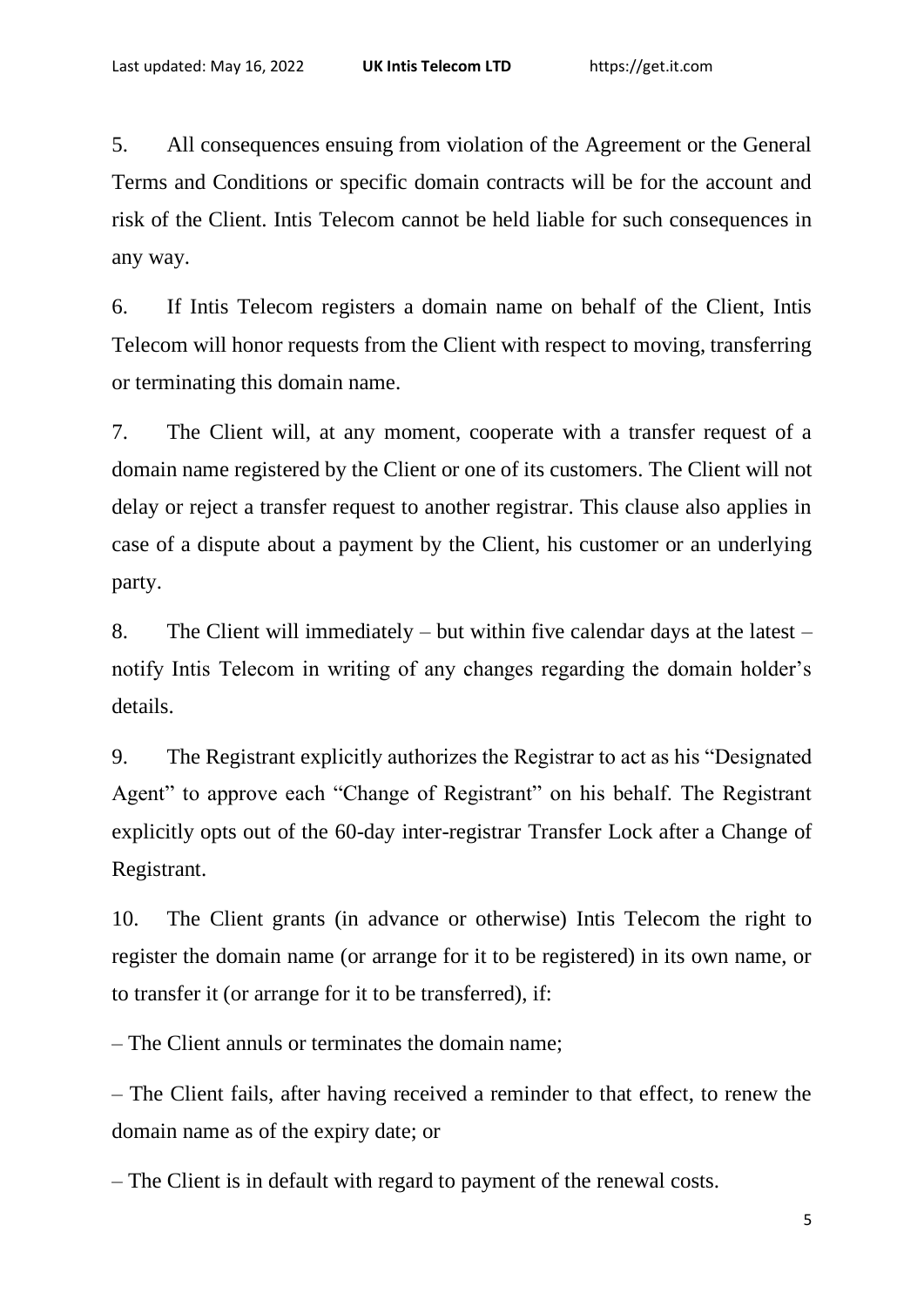5. All consequences ensuing from violation of the Agreement or the General Terms and Conditions or specific domain contracts will be for the account and risk of the Client. Intis Telecom cannot be held liable for such consequences in any way.

6. If Intis Telecom registers a domain name on behalf of the Client, Intis Telecom will honor requests from the Client with respect to moving, transferring or terminating this domain name.

7. The Client will, at any moment, cooperate with a transfer request of a domain name registered by the Client or one of its customers. The Client will not delay or reject a transfer request to another registrar. This clause also applies in case of a dispute about a payment by the Client, his customer or an underlying party.

8. The Client will immediately – but within five calendar days at the latest – notify Intis Telecom in writing of any changes regarding the domain holder's details.

9. The Registrant explicitly authorizes the Registrar to act as his "Designated Agent" to approve each "Change of Registrant" on his behalf. The Registrant explicitly opts out of the 60-day inter-registrar Transfer Lock after a Change of Registrant.

10. The Client grants (in advance or otherwise) Intis Telecom the right to register the domain name (or arrange for it to be registered) in its own name, or to transfer it (or arrange for it to be transferred), if:

– The Client annuls or terminates the domain name;

– The Client fails, after having received a reminder to that effect, to renew the domain name as of the expiry date; or

– The Client is in default with regard to payment of the renewal costs.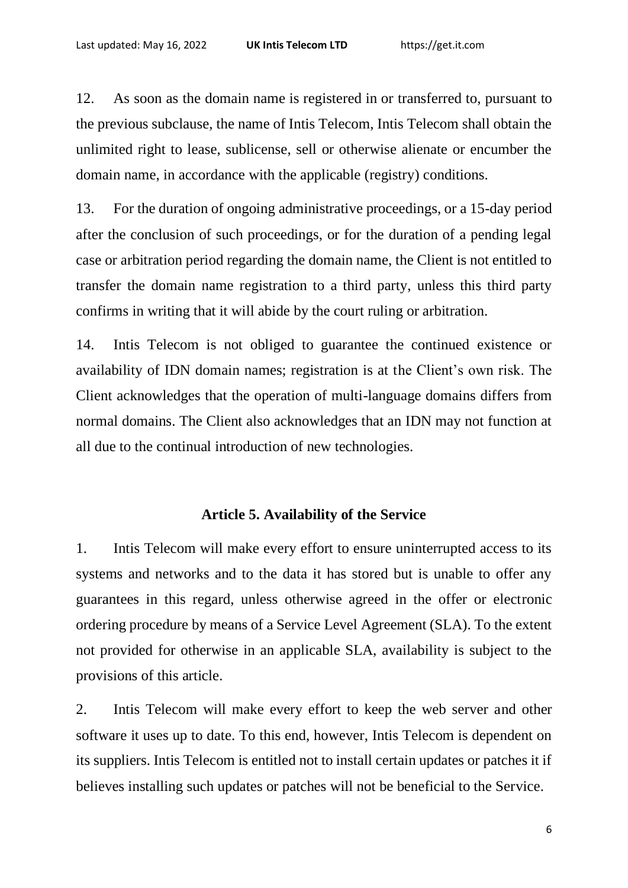12. As soon as the domain name is registered in or transferred to, pursuant to the previous subclause, the name of Intis Telecom, Intis Telecom shall obtain the unlimited right to lease, sublicense, sell or otherwise alienate or encumber the domain name, in accordance with the applicable (registry) conditions.

13. For the duration of ongoing administrative proceedings, or a 15-day period after the conclusion of such proceedings, or for the duration of a pending legal case or arbitration period regarding the domain name, the Client is not entitled to transfer the domain name registration to a third party, unless this third party confirms in writing that it will abide by the court ruling or arbitration.

14. Intis Telecom is not obliged to guarantee the continued existence or availability of IDN domain names; registration is at the Client's own risk. The Client acknowledges that the operation of multi-language domains differs from normal domains. The Client also acknowledges that an IDN may not function at all due to the continual introduction of new technologies.

## Article 5. Availability of the Service

1. Intis Telecom will make every effort to ensure uninterrupted access to its systems and networks and to the data it has stored but is unable to offer any guarantees in this regard, unless otherwise agreed in the offer or electronic ordering procedure by means of a Service Level Agreement (SLA). To the extent not provided for otherwise in an applicable SLA, availability is subject to the provisions of this article.

2. Intis Telecom will make every effort to keep the web server and other software it uses up to date. To this end, however, Intis Telecom is dependent on its suppliers. Intis Telecom is entitled not to install certain updates or patches it if believes installing such updates or patches will not be beneficial to the Service.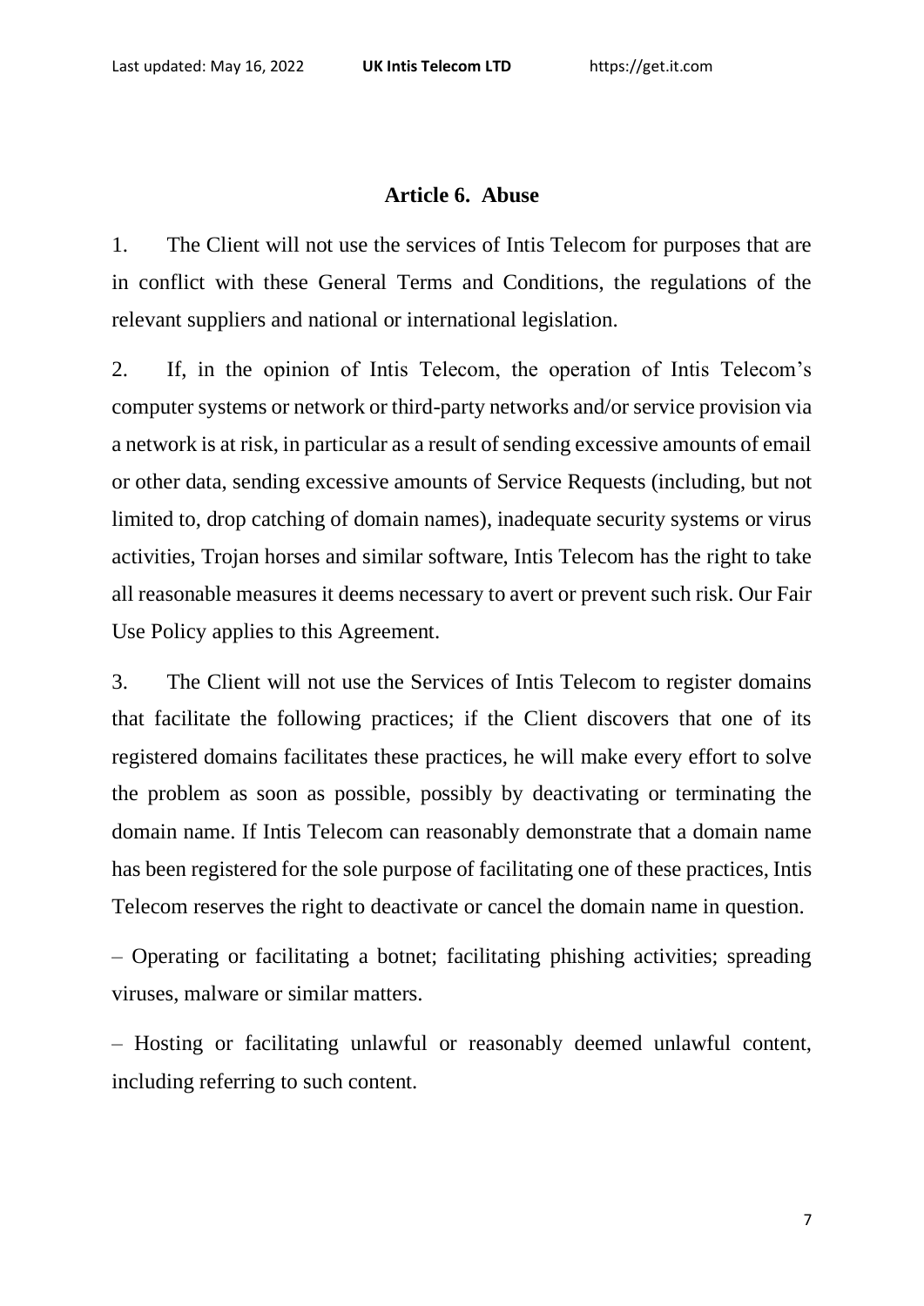## Article 6. Abuse

1. The Client will not use the services of Intis Telecom for purposes that are in conflict with these General Terms and Conditions, the regulations of the relevant suppliers and national or international legislation.

2. If, in the opinion of Intis Telecom, the operation of Intis Telecom's computer systems or network or third-party networks and/or service provision via a network is at risk, in particular as a result of sending excessive amounts of email or other data, sending excessive amounts of Service Requests (including, but not limited to, drop catching of domain names), inadequate security systems or virus activities, Trojan horses and similar software, Intis Telecom has the right to take all reasonable measures it deems necessary to avert or prevent such risk. Our Fair Use Policy applies to this Agreement.

3. The Client will not use the Services of Intis Telecom to register domains that facilitate the following practices; if the Client discovers that one of its registered domains facilitates these practices, he will make every effort to solve the problem as soon as possible, possibly by deactivating or terminating the domain name. If Intis Telecom can reasonably demonstrate that a domain name has been registered for the sole purpose of facilitating one of these practices, Intis Telecom reserves the right to deactivate or cancel the domain name in question.

– Operating or facilitating a botnet; facilitating phishing activities; spreading viruses, malware or similar matters.

– Hosting or facilitating unlawful or reasonably deemed unlawful content, including referring to such content.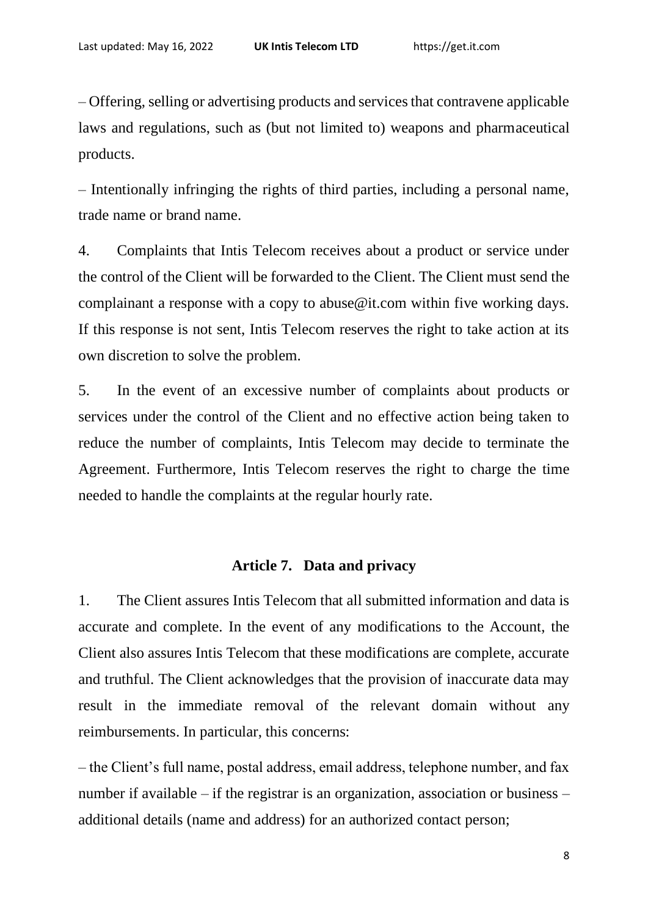– Offering, selling or advertising products and services that contravene applicable laws and regulations, such as (but not limited to) weapons and pharmaceutical products.

– Intentionally infringing the rights of third parties, including a personal name, trade name or brand name.

4. Complaints that Intis Telecom receives about a product or service under the control of the Client will be forwarded to the Client. The Client must send the complainant a response with a copy to abuse@it.com within five working days. If this response is not sent, Intis Telecom reserves the right to take action at its own discretion to solve the problem.

5. In the event of an excessive number of complaints about products or services under the control of the Client and no effective action being taken to reduce the number of complaints, Intis Telecom may decide to terminate the Agreement. Furthermore, Intis Telecom reserves the right to charge the time needed to handle the complaints at the regular hourly rate.

## Article 7. Data and privacy

1. The Client assures Intis Telecom that all submitted information and data is accurate and complete. In the event of any modifications to the Account, the Client also assures Intis Telecom that these modifications are complete, accurate and truthful. The Client acknowledges that the provision of inaccurate data may result in the immediate removal of the relevant domain without any reimbursements. In particular, this concerns:

– the Client's full name, postal address, email address, telephone number, and fax number if available – if the registrar is an organization, association or business – additional details (name and address) for an authorized contact person;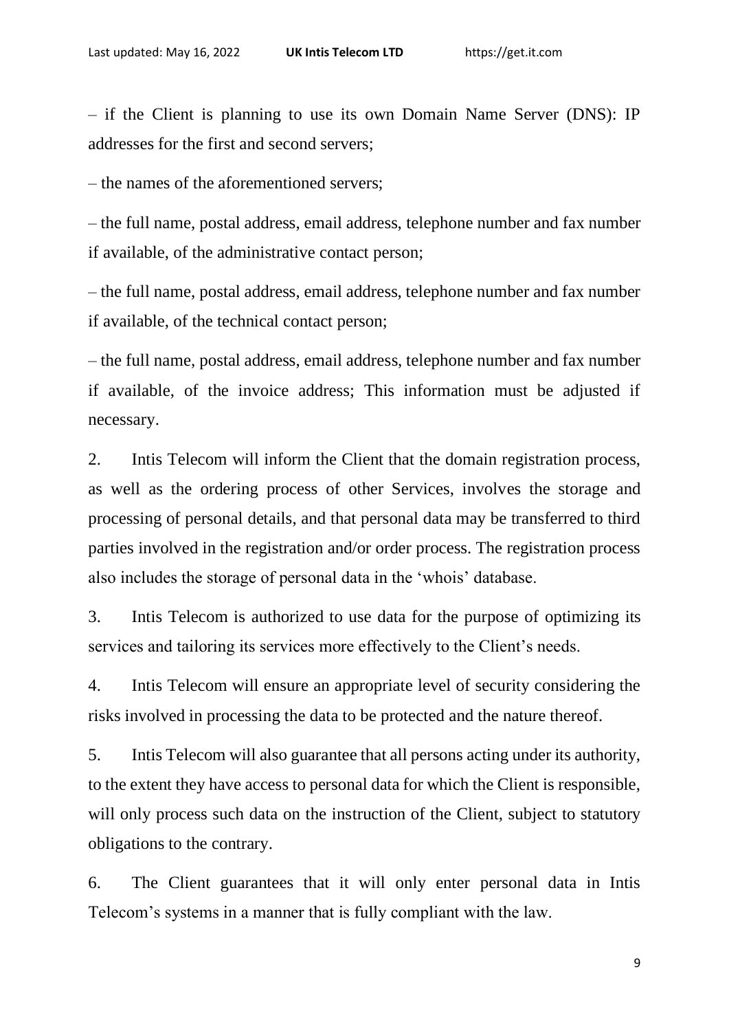– if the Client is planning to use its own Domain Name Server (DNS): IP addresses for the first and second servers;

– the names of the aforementioned servers;

– the full name, postal address, email address, telephone number and fax number if available, of the administrative contact person;

– the full name, postal address, email address, telephone number and fax number if available, of the technical contact person;

– the full name, postal address, email address, telephone number and fax number if available, of the invoice address; This information must be adjusted if necessary.

2. Intis Telecom will inform the Client that the domain registration process, as well as the ordering process of other Services, involves the storage and processing of personal details, and that personal data may be transferred to third parties involved in the registration and/or order process. The registration process also includes the storage of personal data in the 'whois' database.

3. Intis Telecom is authorized to use data for the purpose of optimizing its services and tailoring its services more effectively to the Client's needs.

4. Intis Telecom will ensure an appropriate level of security considering the risks involved in processing the data to be protected and the nature thereof.

5. Intis Telecom will also guarantee that all persons acting under its authority, to the extent they have access to personal data for which the Client is responsible, will only process such data on the instruction of the Client, subject to statutory obligations to the contrary.

6. The Client guarantees that it will only enter personal data in Intis Telecom's systems in a manner that is fully compliant with the law.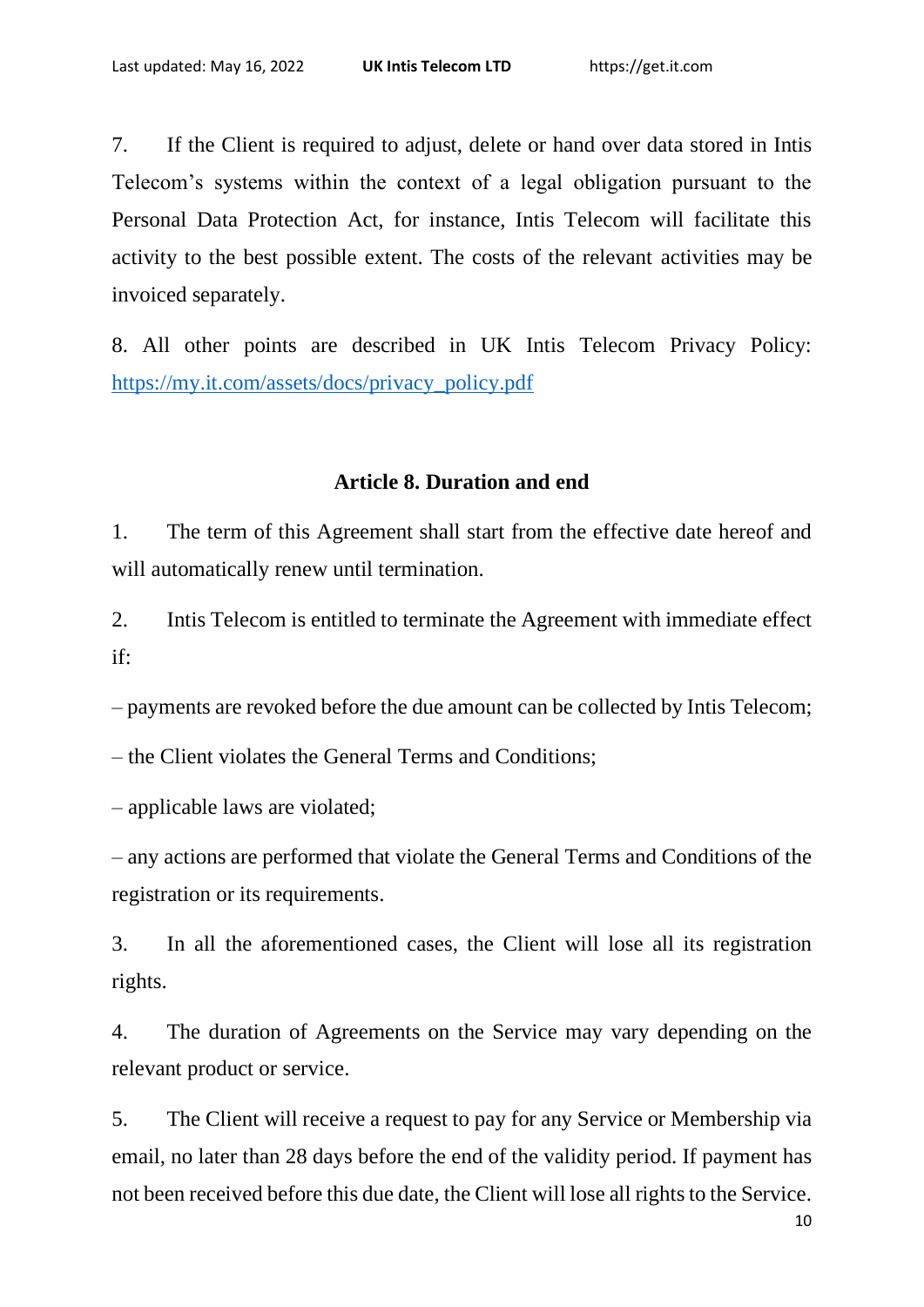7. If the Client is required to adjust, delete or hand over data stored in Intis Telecom's systems within the context of a legal obligation pursuant to the Personal Data Protection Act, for instance, Intis Telecom will facilitate this activity to the best possible extent. The costs of the relevant activities may be invoiced separately.

8. All other points are described in UK Intis Telecom Privacy Policy: [https://my.it.com/assets/docs/privacy_policy.pdf](https://my.it.com/assets/docs/privacy_policy.pdf)

## Article 8. Duration and end

1. The term of this Agreement shall start from the effective date hereof and will automatically renew until termination.

2. Intis Telecom is entitled to terminate the Agreement with immediate effect if:

– payments are revoked before the due amount can be collected by Intis Telecom;

– the Client violates the General Terms and Conditions;

– applicable laws are violated;

– any actions are performed that violate the General Terms and Conditions of the registration or its requirements.

3. In all the aforementioned cases, the Client will lose all its registration rights.

4. The duration of Agreements on the Service may vary depending on the relevant product or service.

5. The Client will receive a request to pay for any Service or Membership via email, no later than 28 days before the end of the validity period. If payment has not been received before this due date, the Client will lose all rights to the Service.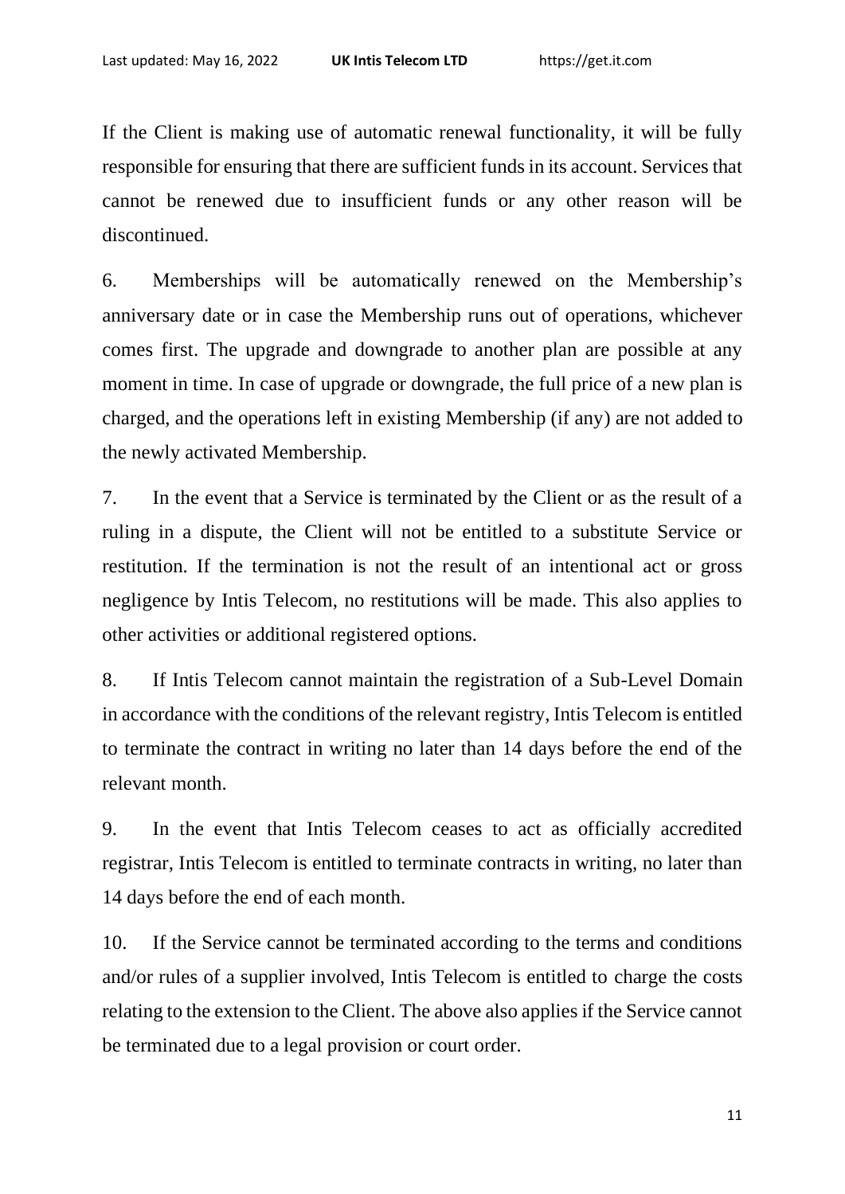If the Client is making use of automatic renewal functionality, it will be fully responsible for ensuring that there are sufficient funds in its account. Services that cannot be renewed due to insufficient funds or any other reason will be discontinued.

6. Memberships will be automatically renewed on the Membership's anniversary date or in case the Membership runs out of operations, whichever comes first. The upgrade and downgrade to another plan are possible at any moment in time. In case of upgrade or downgrade, the full price of a new plan is charged, and the operations left in existing Membership (if any) are not added to the newly activated Membership.

7. In the event that a Service is terminated by the Client or as the result of a ruling in a dispute, the Client will not be entitled to a substitute Service or restitution. If the termination is not the result of an intentional act or gross negligence by Intis Telecom, no restitutions will be made. This also applies to other activities or additional registered options.

8. If Intis Telecom cannot maintain the registration of a Sub-Level Domain in accordance with the conditions of the relevant registry, Intis Telecom is entitled to terminate the contract in writing no later than 14 days before the end of the relevant month.

9. In the event that Intis Telecom ceases to act as officially accredited registrar, Intis Telecom is entitled to terminate contracts in writing, no later than 14 days before the end of each month.

10. If the Service cannot be terminated according to the terms and conditions and/or rules of a supplier involved, Intis Telecom is entitled to charge the costs relating to the extension to the Client. The above also applies if the Service cannot be terminated due to a legal provision or court order.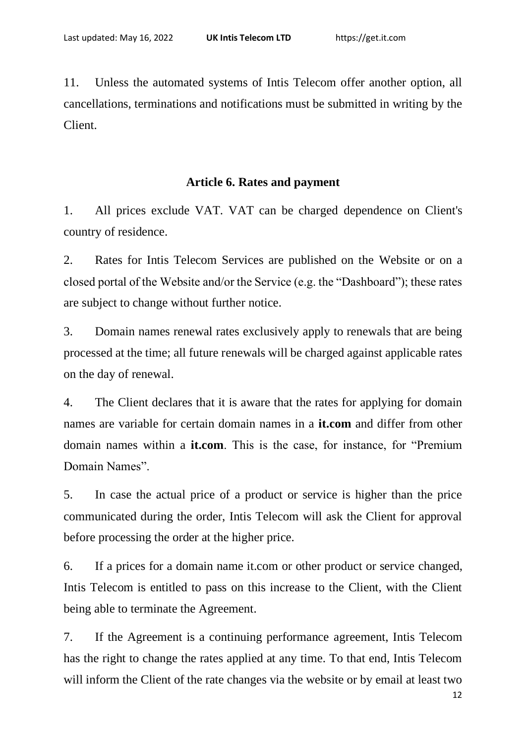11. Unless the automated systems of Intis Telecom offer another option, all cancellations, terminations and notifications must be submitted in writing by the Client.

## Article 6. Rates and payment

1. All prices exclude VAT. VAT can be charged dependence on Client's country of residence.

2. Rates for Intis Telecom Services are published on the Website or on a closed portal of the Website and/or the Service (e.g. the "Dashboard"); these rates are subject to change without further notice.

3. Domain names renewal rates exclusively apply to renewals that are being processed at the time; all future renewals will be charged against applicable rates on the day of renewal.

4. The Client declares that it is aware that the rates for applying for domain names are variable for certain domain names in a **it.com** and differ from other domain names within a **it.com**. This is the case, for instance, for "Premium Domain Names".

5. In case the actual price of a product or service is higher than the price communicated during the order, Intis Telecom will ask the Client for approval before processing the order at the higher price.

6. If a prices for a domain name it.com or other product or service changed, Intis Telecom is entitled to pass on this increase to the Client, with the Client being able to terminate the Agreement.

7. If the Agreement is a continuing performance agreement, Intis Telecom has the right to change the rates applied at any time. To that end, Intis Telecom will inform the Client of the rate changes via the website or by email at least two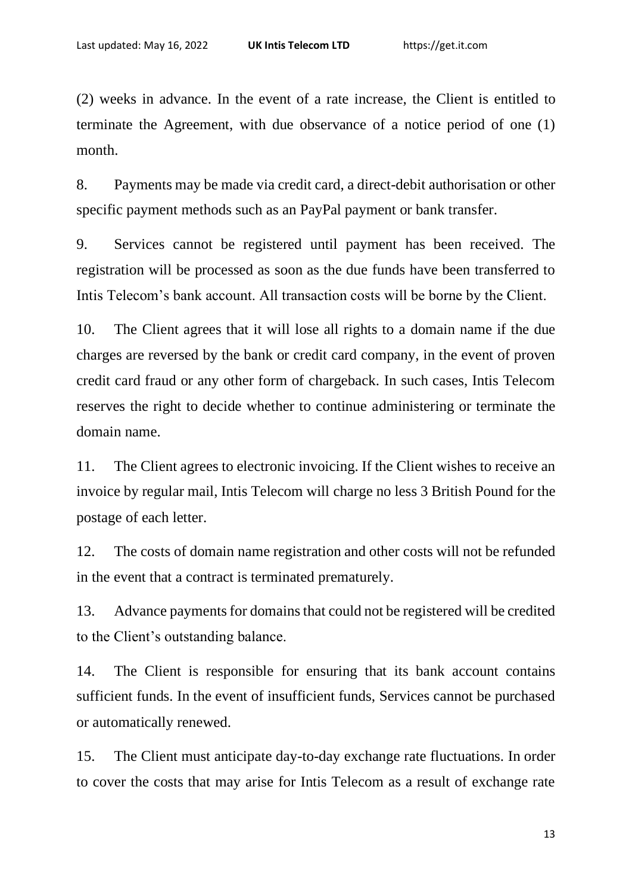(2) weeks in advance. In the event of a rate increase, the Client is entitled to terminate the Agreement, with due observance of a notice period of one (1) month.

8. Payments may be made via credit card, a direct-debit authorisation or other specific payment methods such as an PayPal payment or bank transfer.

9. Services cannot be registered until payment has been received. The registration will be processed as soon as the due funds have been transferred to Intis Telecom's bank account. All transaction costs will be borne by the Client.

10. The Client agrees that it will lose all rights to a domain name if the due charges are reversed by the bank or credit card company, in the event of proven credit card fraud or any other form of chargeback. In such cases, Intis Telecom reserves the right to decide whether to continue administering or terminate the domain name.

11. The Client agrees to electronic invoicing. If the Client wishes to receive an invoice by regular mail, Intis Telecom will charge no less 3 British Pound for the postage of each letter.

12. The costs of domain name registration and other costs will not be refunded in the event that a contract is terminated prematurely.

13. Advance payments for domains that could not be registered will be credited to the Client's outstanding balance.

14. The Client is responsible for ensuring that its bank account contains sufficient funds. In the event of insufficient funds, Services cannot be purchased or automatically renewed.

15. The Client must anticipate day-to-day exchange rate fluctuations. In order to cover the costs that may arise for Intis Telecom as a result of exchange rate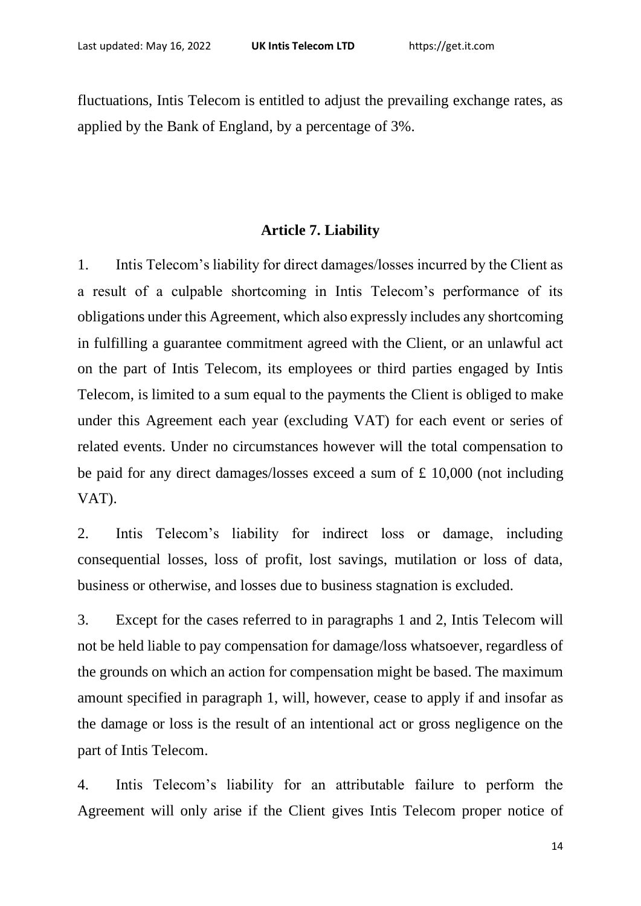fluctuations, Intis Telecom is entitled to adjust the prevailing exchange rates, as applied by the Bank of England, by a percentage of 3%.

## Article 7. Liability

1. Intis Telecom's liability for direct damages/losses incurred by the Client as a result of a culpable shortcoming in Intis Telecom's performance of its obligations under this Agreement, which also expressly includes any shortcoming in fulfilling a guarantee commitment agreed with the Client, or an unlawful act on the part of Intis Telecom, its employees or third parties engaged by Intis Telecom, is limited to a sum equal to the payments the Client is obliged to make under this Agreement each year (excluding VAT) for each event or series of related events. Under no circumstances however will the total compensation to be paid for any direct damages/losses exceed a sum of £ 10,000 (not including VAT).

2. Intis Telecom's liability for indirect loss or damage, including consequential losses, loss of profit, lost savings, mutilation or loss of data, business or otherwise, and losses due to business stagnation is excluded.

3. Except for the cases referred to in paragraphs 1 and 2, Intis Telecom will not be held liable to pay compensation for damage/loss whatsoever, regardless of the grounds on which an action for compensation might be based. The maximum amount specified in paragraph 1, will, however, cease to apply if and insofar as the damage or loss is the result of an intentional act or gross negligence on the part of Intis Telecom.

4. Intis Telecom's liability for an attributable failure to perform the Agreement will only arise if the Client gives Intis Telecom proper notice of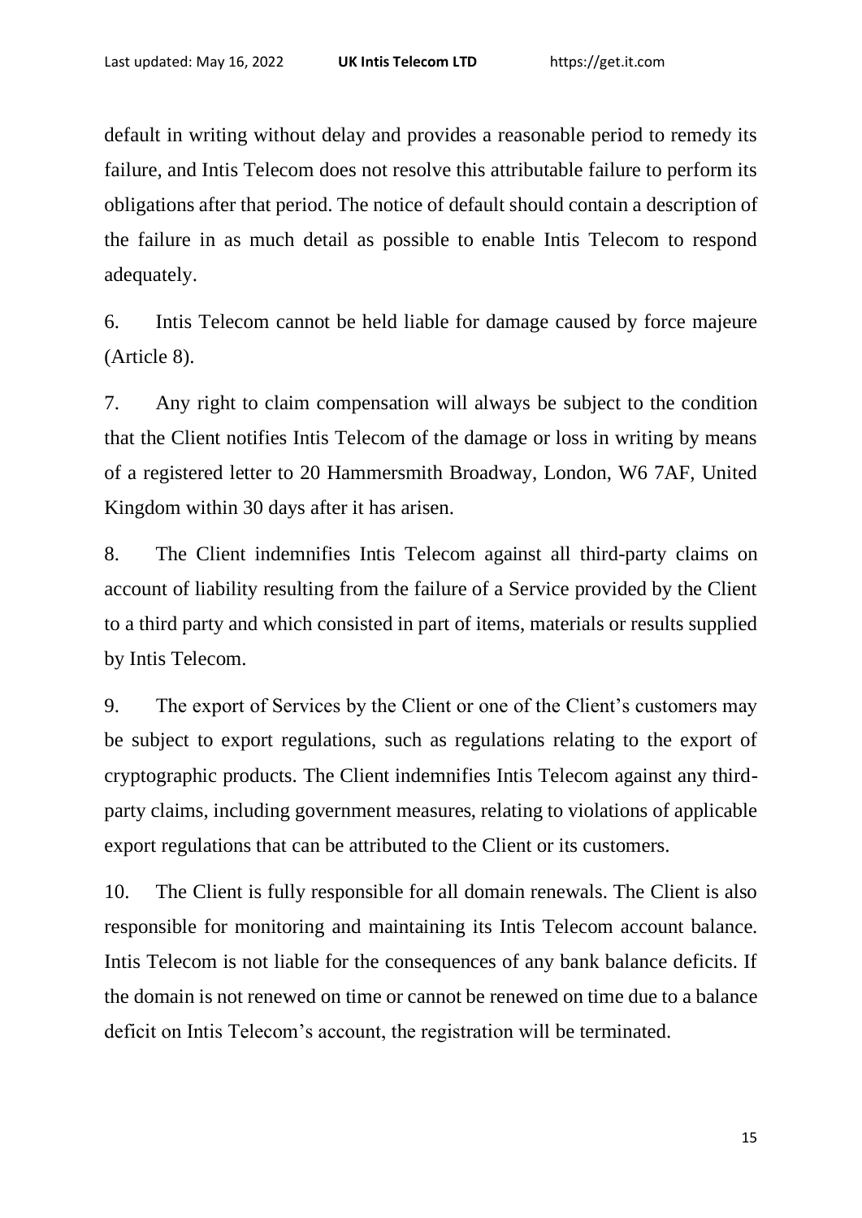default in writing without delay and provides a reasonable period to remedy its failure, and Intis Telecom does not resolve this attributable failure to perform its obligations after that period. The notice of default should contain a description of the failure in as much detail as possible to enable Intis Telecom to respond adequately.

6. Intis Telecom cannot be held liable for damage caused by force majeure (Article 8).

7. Any right to claim compensation will always be subject to the condition that the Client notifies Intis Telecom of the damage or loss in writing by means of a registered letter to 20 Hammersmith Broadway, London, W6 7AF, United Kingdom within 30 days after it has arisen.

8. The Client indemnifies Intis Telecom against all third-party claims on account of liability resulting from the failure of a Service provided by the Client to a third party and which consisted in part of items, materials or results supplied by Intis Telecom.

9. The export of Services by the Client or one of the Client's customers may be subject to export regulations, such as regulations relating to the export of cryptographic products. The Client indemnifies Intis Telecom against any third-party claims, including government measures, relating to violations of applicable export regulations that can be attributed to the Client or its customers.

10. The Client is fully responsible for all domain renewals. The Client is also responsible for monitoring and maintaining its Intis Telecom account balance. Intis Telecom is not liable for the consequences of any bank balance deficits. If the domain is not renewed on time or cannot be renewed on time due to a balance deficit on Intis Telecom's account, the registration will be terminated.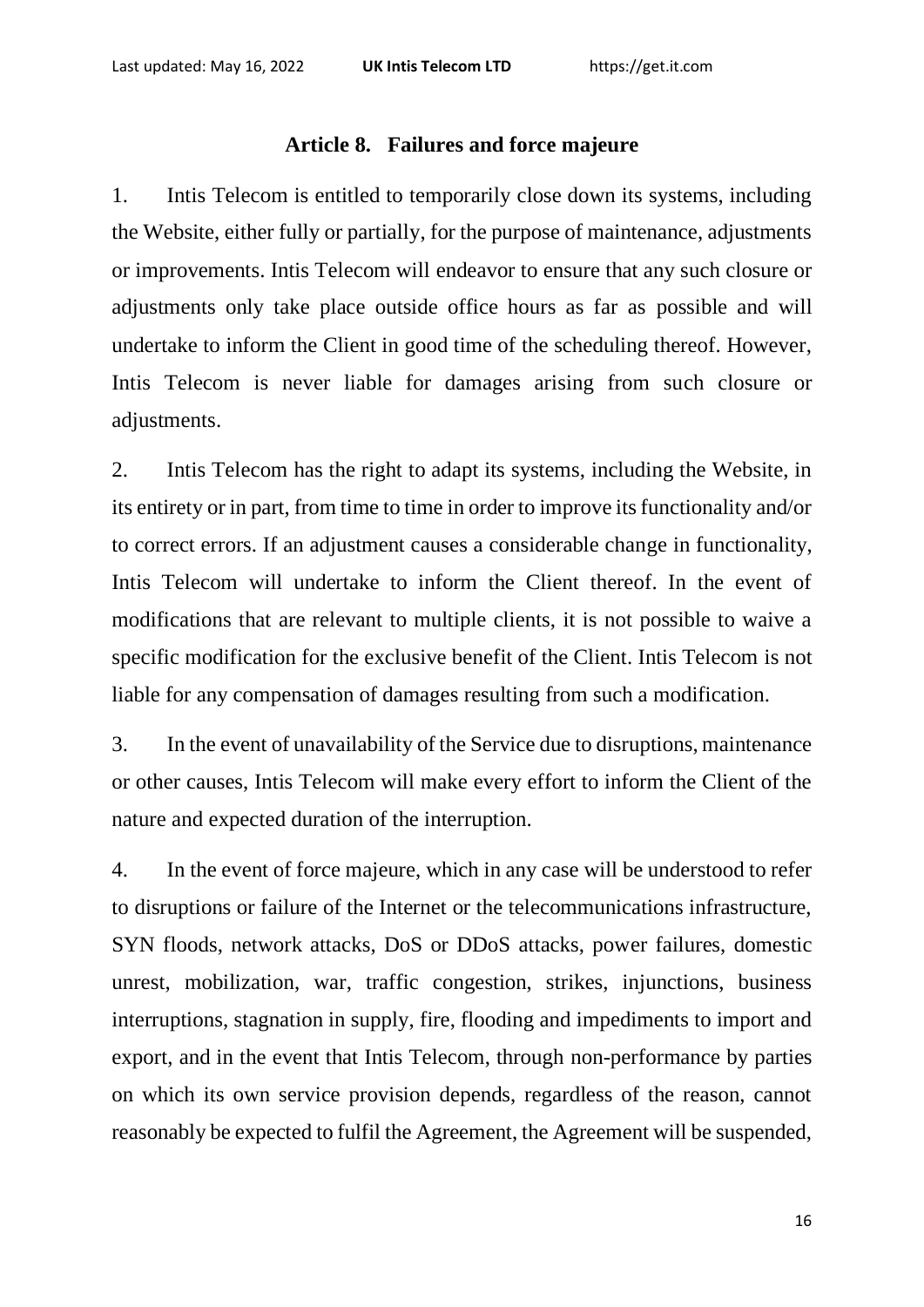## Article 8. Failures and force majeure

1. Intis Telecom is entitled to temporarily close down its systems, including the Website, either fully or partially, for the purpose of maintenance, adjustments or improvements. Intis Telecom will endeavor to ensure that any such closure or adjustments only take place outside office hours as far as possible and will undertake to inform the Client in good time of the scheduling thereof. However, Intis Telecom is never liable for damages arising from such closure or adjustments.

2. Intis Telecom has the right to adapt its systems, including the Website, in its entirety or in part, from time to time in order to improve its functionality and/or to correct errors. If an adjustment causes a considerable change in functionality, Intis Telecom will undertake to inform the Client thereof. In the event of modifications that are relevant to multiple clients, it is not possible to waive a specific modification for the exclusive benefit of the Client. Intis Telecom is not liable for any compensation of damages resulting from such a modification.

3. In the event of unavailability of the Service due to disruptions, maintenance or other causes, Intis Telecom will make every effort to inform the Client of the nature and expected duration of the interruption.

4. In the event of force majeure, which in any case will be understood to refer to disruptions or failure of the Internet or the telecommunications infrastructure, SYN floods, network attacks, DoS or DDoS attacks, power failures, domestic unrest, mobilization, war, traffic congestion, strikes, injunctions, business interruptions, stagnation in supply, fire, flooding and impediments to import and export, and in the event that Intis Telecom, through non-performance by parties on which its own service provision depends, regardless of the reason, cannot reasonably be expected to fulfil the Agreement, the Agreement will be suspended,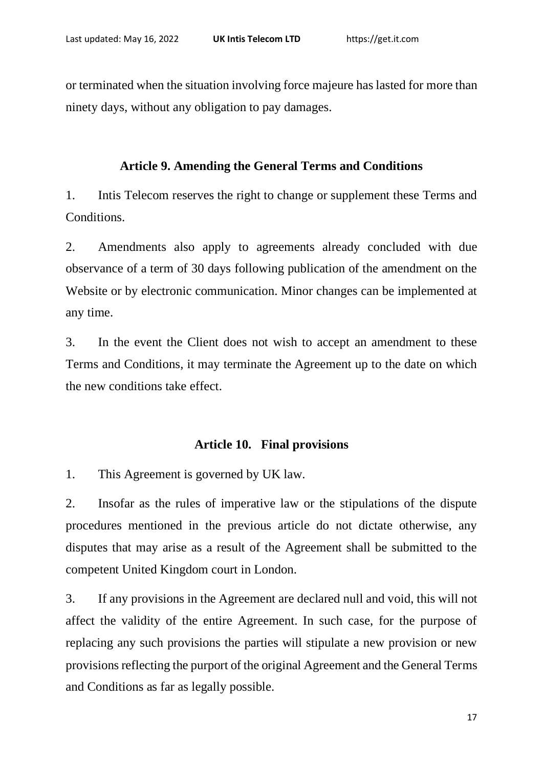or terminated when the situation involving force majeure has lasted for more than ninety days, without any obligation to pay damages.

### Article 9. Amending the General Terms and Conditions

1. Intis Telecom reserves the right to change or supplement these Terms and Conditions.

2. Amendments also apply to agreements already concluded with due observance of a term of 30 days following publication of the amendment on the Website or by electronic communication. Minor changes can be implemented at any time.

3. In the event the Client does not wish to accept an amendment to these Terms and Conditions, it may terminate the Agreement up to the date on which the new conditions take effect.

### Article 10. Final provisions

1. This Agreement is governed by UK law.

2. Insofar as the rules of imperative law or the stipulations of the dispute procedures mentioned in the previous article do not dictate otherwise, any disputes that may arise as a result of the Agreement shall be submitted to the competent United Kingdom court in London.

3. If any provisions in the Agreement are declared null and void, this will not affect the validity of the entire Agreement. In such case, for the purpose of replacing any such provisions the parties will stipulate a new provision or new provisions reflecting the purport of the original Agreement and the General Terms and Conditions as far as legally possible.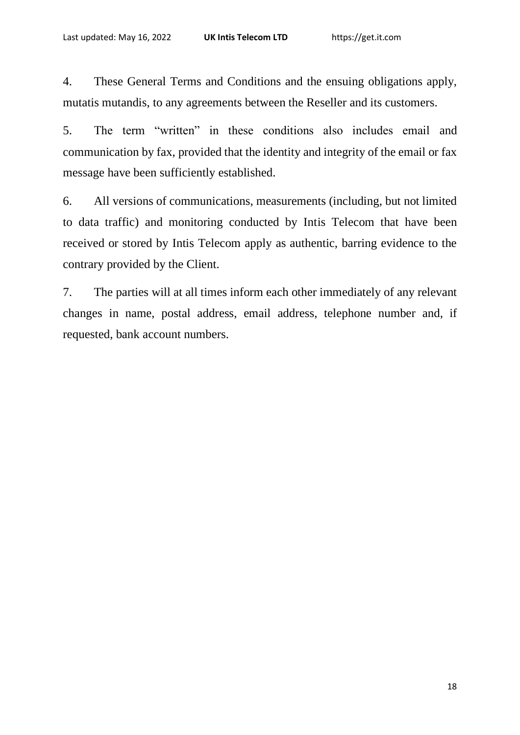4. These General Terms and Conditions and the ensuing obligations apply, mutatis mutandis, to any agreements between the Reseller and its customers.

5. The term “written” in these conditions also includes email and communication by fax, provided that the identity and integrity of the email or fax message have been sufficiently established.

6. All versions of communications, measurements (including, but not limited to data traffic) and monitoring conducted by Intis Telecom that have been received or stored by Intis Telecom apply as authentic, barring evidence to the contrary provided by the Client.

7. The parties will at all times inform each other immediately of any relevant changes in name, postal address, email address, telephone number and, if requested, bank account numbers.